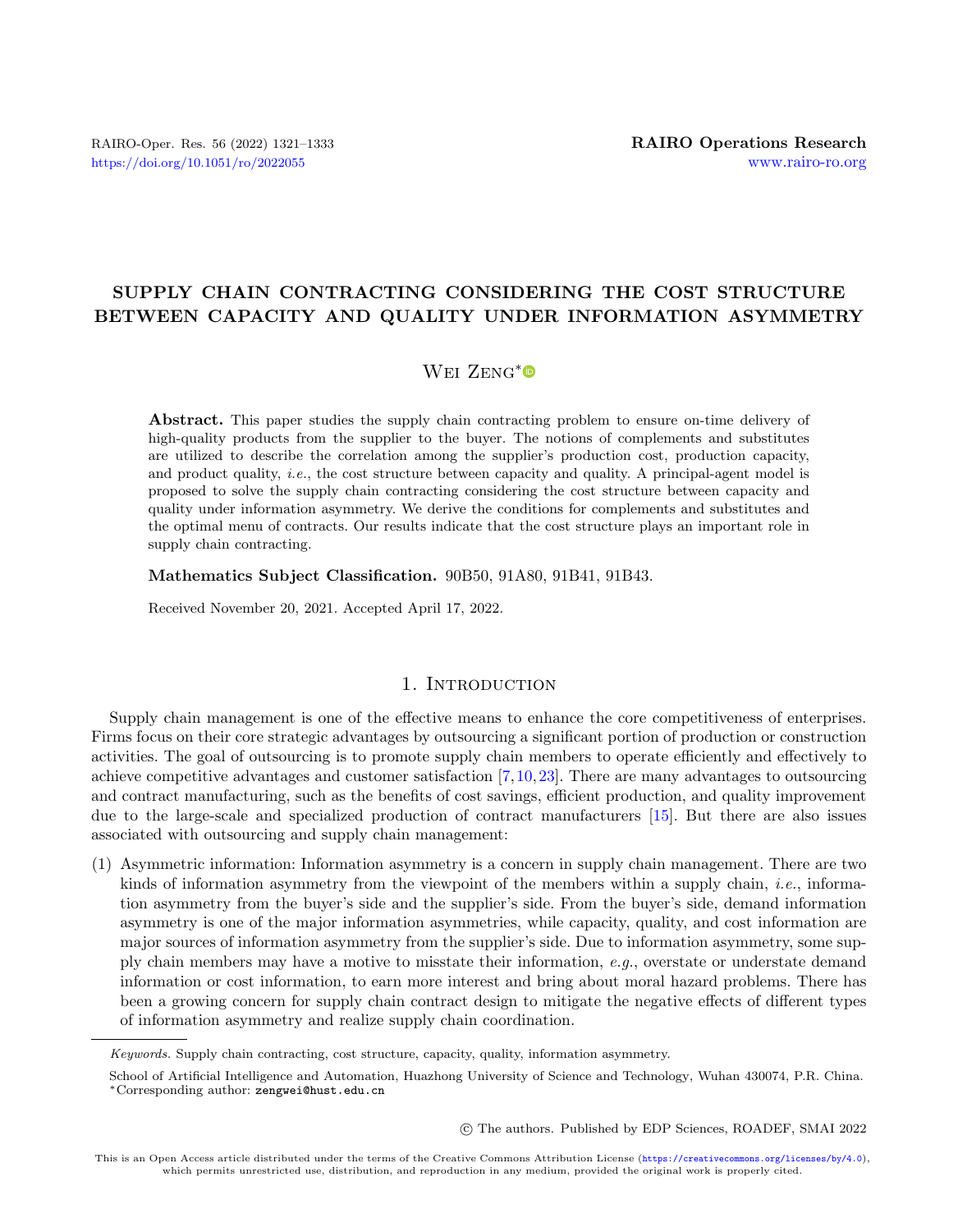# SUPPLY CHAIN CONTRACTING CONSIDERING THE COST STRUCTURE BETWEEN CAPACITY AND QUALITY UNDER INFORMATION ASYMMETRY

Wei Zeng*

**Abstract.** This paper studies the supply chain contracting problem to ensure on-time delivery of high-quality products from the supplier to the buyer. The notions of complements and substitutes are utilized to describe the correlation among the supplier's production cost, production capacity, and product quality, *i.e.*, the cost structure between capacity and quality. A principal-agent model is proposed to solve the supply chain contracting considering the cost structure between capacity and quality under information asymmetry. We derive the conditions for complements and substitutes and the optimal menu of contracts. Our results indicate that the cost structure plays an important role in supply chain contracting.

**Mathematics Subject Classification.** 90B50, 91A80, 91B41, 91B43.

Received November 20, 2021. Accepted April 17, 2022.

## 1. Introduction

Supply chain management is one of the effective means to enhance the core competitiveness of enterprises. Firms focus on their core strategic advantages by outsourcing a significant portion of production or construction activities. The goal of outsourcing is to promote supply chain members to operate efficiently and effectively to achieve competitive advantages and customer satisfaction [7,10,23]. There are many advantages to outsourcing and contract manufacturing, such as the benefits of cost savings, efficient production, and quality improvement due to the large-scale and specialized production of contract manufacturers [15]. But there are also issues associated with outsourcing and supply chain management:

(1) Asymmetric information: Information asymmetry is a concern in supply chain management. There are two kinds of information asymmetry from the viewpoint of the members within a supply chain, *i.e.*, information asymmetry from the buyer's side and the supplier's side. From the buyer's side, demand information asymmetry is one of the major information asymmetries, while capacity, quality, and cost information are major sources of information asymmetry from the supplier's side. Due to information asymmetry, some supply chain members may have a motive to misstate their information, *e.g.*, overstate or understate demand information or cost information, to earn more interest and bring about moral hazard problems. There has been a growing concern for supply chain contract design to mitigate the negative effects of different types of information asymmetry and realize supply chain coordination.

*Keywords.* Supply chain contracting, cost structure, capacity, quality, information asymmetry.

School of Artificial Intelligence and Automation, Huazhong University of Science and Technology, Wuhan 430074, P.R. China.
*Corresponding author: zengwei@hust.edu.cn

© The authors. Published by EDP Sciences, ROADEF, SMAI 2022

This is an Open Access article distributed under the terms of the Creative Commons Attribution License (https://creativecommons.org/licenses/by/4.0), which permits unrestricted use, distribution, and reproduction in any medium, provided the original work is properly cited.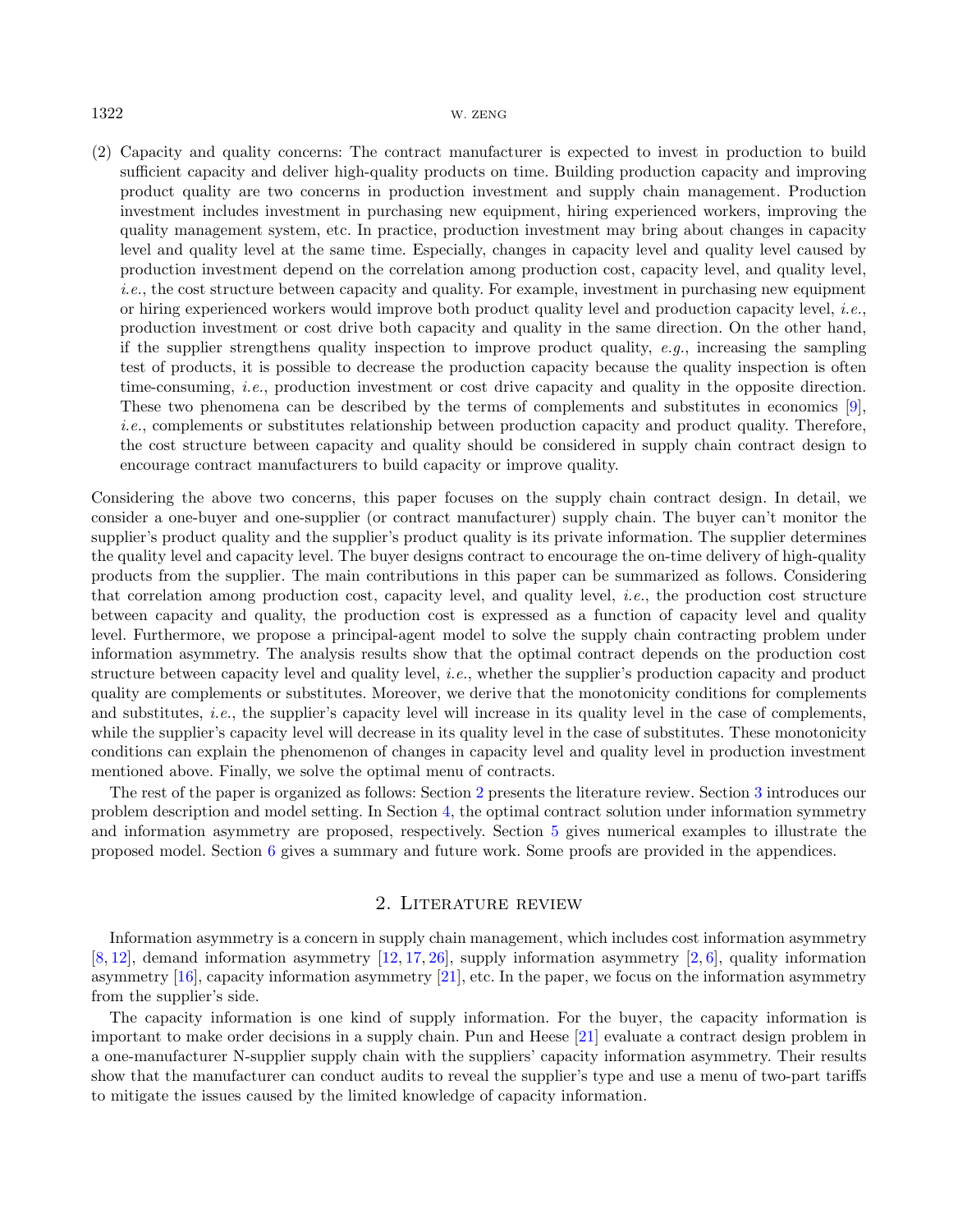(2) Capacity and quality concerns: The contract manufacturer is expected to invest in production to build sufficient capacity and deliver high-quality products on time. Building production capacity and improving product quality are two concerns in production investment and supply chain management. Production investment includes investment in purchasing new equipment, hiring experienced workers, improving the quality management system, etc. In practice, production investment may bring about changes in capacity level and quality level at the same time. Especially, changes in capacity level and quality level caused by production investment depend on the correlation among production cost, capacity level, and quality level, *i.e.*, the cost structure between capacity and quality. For example, investment in purchasing new equipment or hiring experienced workers would improve both product quality level and production capacity level, *i.e.*, production investment or cost drive both capacity and quality in the same direction. On the other hand, if the supplier strengthens quality inspection to improve product quality, *e.g.*, increasing the sampling test of products, it is possible to decrease the production capacity because the quality inspection is often time-consuming, *i.e.*, production investment or cost drive capacity and quality in the opposite direction. These two phenomena can be described by the terms of complements and substitutes in economics [9], *i.e.*, complements or substitutes relationship between production capacity and product quality. Therefore, the cost structure between capacity and quality should be considered in supply chain contract design to encourage contract manufacturers to build capacity or improve quality.

Considering the above two concerns, this paper focuses on the supply chain contract design. In detail, we consider a one-buyer and one-supplier (or contract manufacturer) supply chain. The buyer can't monitor the supplier's product quality and the supplier's product quality is its private information. The supplier determines the quality level and capacity level. The buyer designs contract to encourage the on-time delivery of high-quality products from the supplier. The main contributions in this paper can be summarized as follows. Considering that correlation among production cost, capacity level, and quality level, *i.e.*, the production cost structure between capacity and quality, the production cost is expressed as a function of capacity level and quality level. Furthermore, we propose a principal-agent model to solve the supply chain contracting problem under information asymmetry. The analysis results show that the optimal contract depends on the production cost structure between capacity level and quality level, *i.e.*, whether the supplier's production capacity and product quality are complements or substitutes. Moreover, we derive that the monotonicity conditions for complements and substitutes, *i.e.*, the supplier's capacity level will increase in its quality level in the case of complements, while the supplier's capacity level will decrease in its quality level in the case of substitutes. These monotonicity conditions can explain the phenomenon of changes in capacity level and quality level in production investment mentioned above. Finally, we solve the optimal menu of contracts.

The rest of the paper is organized as follows: Section 2 presents the literature review. Section 3 introduces our problem description and model setting. In Section 4, the optimal contract solution under information symmetry and information asymmetry are proposed, respectively. Section 5 gives numerical examples to illustrate the proposed model. Section 6 gives a summary and future work. Some proofs are provided in the appendices.

## 2. Literature review

Information asymmetry is a concern in supply chain management, which includes cost information asymmetry [8, 12], demand information asymmetry [12, 17, 26], supply information asymmetry [2, 6], quality information asymmetry [16], capacity information asymmetry [21], etc. In the paper, we focus on the information asymmetry from the supplier's side.

The capacity information is one kind of supply information. For the buyer, the capacity information is important to make order decisions in a supply chain. Pun and Heese [21] evaluate a contract design problem in a one-manufacturer N-supplier supply chain with the suppliers' capacity information asymmetry. Their results show that the manufacturer can conduct audits to reveal the supplier's type and use a menu of two-part tariffs to mitigate the issues caused by the limited knowledge of capacity information.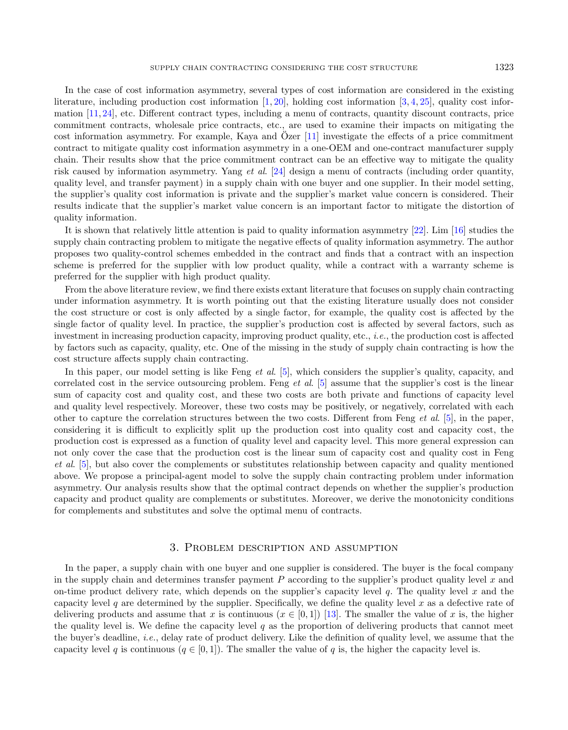In the case of cost information asymmetry, several types of cost information are considered in the existing literature, including production cost information [1, 20], holding cost information [3, 4, 25], quality cost information [11, 24], etc. Different contract types, including a menu of contracts, quantity discount contracts, price commitment contracts, wholesale price contracts, etc., are used to examine their impacts on mitigating the cost information asymmetry. For example, Kaya and Özer [11] investigate the effects of a price commitment contract to mitigate quality cost information asymmetry in a one-OEM and one-contract manufacturer supply chain. Their results show that the price commitment contract can be an effective way to mitigate the quality risk caused by information asymmetry. Yang *et al.* [24] design a menu of contracts (including order quantity, quality level, and transfer payment) in a supply chain with one buyer and one supplier. In their model setting, the supplier's quality cost information is private and the supplier's market value concern is considered. Their results indicate that the supplier's market value concern is an important factor to mitigate the distortion of quality information.

It is shown that relatively little attention is paid to quality information asymmetry [22]. Lim [16] studies the supply chain contracting problem to mitigate the negative effects of quality information asymmetry. The author proposes two quality-control schemes embedded in the contract and finds that a contract with an inspection scheme is preferred for the supplier with low product quality, while a contract with a warranty scheme is preferred for the supplier with high product quality.

From the above literature review, we find there exists extant literature that focuses on supply chain contracting under information asymmetry. It is worth pointing out that the existing literature usually does not consider the cost structure or cost is only affected by a single factor, for example, the quality cost is affected by the single factor of quality level. In practice, the supplier's production cost is affected by several factors, such as investment in increasing production capacity, improving product quality, etc., *i.e.*, the production cost is affected by factors such as capacity, quality, etc. One of the missing in the study of supply chain contracting is how the cost structure affects supply chain contracting.

In this paper, our model setting is like Feng *et al.* [5], which considers the supplier's quality, capacity, and correlated cost in the service outsourcing problem. Feng *et al.* [5] assume that the supplier's cost is the linear sum of capacity cost and quality cost, and these two costs are both private and functions of capacity level and quality level respectively. Moreover, these two costs may be positively, or negatively, correlated with each other to capture the correlation structures between the two costs. Different from Feng *et al.* [5], in the paper, considering it is difficult to explicitly split up the production cost into quality cost and capacity cost, the production cost is expressed as a function of quality level and capacity level. This more general expression can not only cover the case that the production cost is the linear sum of capacity cost and quality cost in Feng *et al.* [5], but also cover the complements or substitutes relationship between capacity and quality mentioned above. We propose a principal-agent model to solve the supply chain contracting problem under information asymmetry. Our analysis results show that the optimal contract depends on whether the supplier's production capacity and product quality are complements or substitutes. Moreover, we derive the monotonicity conditions for complements and substitutes and solve the optimal menu of contracts.

## 3. Problem description and assumption

In the paper, a supply chain with one buyer and one supplier is considered. The buyer is the focal company in the supply chain and determines transfer payment $P$ according to the supplier's product quality level $x$ and on-time product delivery rate, which depends on the supplier's capacity level $q$. The quality level $x$ and the capacity level $q$ are determined by the supplier. Specifically, we define the quality level $x$ as a defective rate of delivering products and assume that $x$ is continuous ($x \in [0, 1]$) [13]. The smaller the value of $x$ is, the higher the quality level is. We define the capacity level $q$ as the proportion of delivering products that cannot meet the buyer's deadline, *i.e.*, delay rate of product delivery. Like the definition of quality level, we assume that the capacity level $q$ is continuous ($q \in [0, 1]$). The smaller the value of $q$ is, the higher the capacity level is.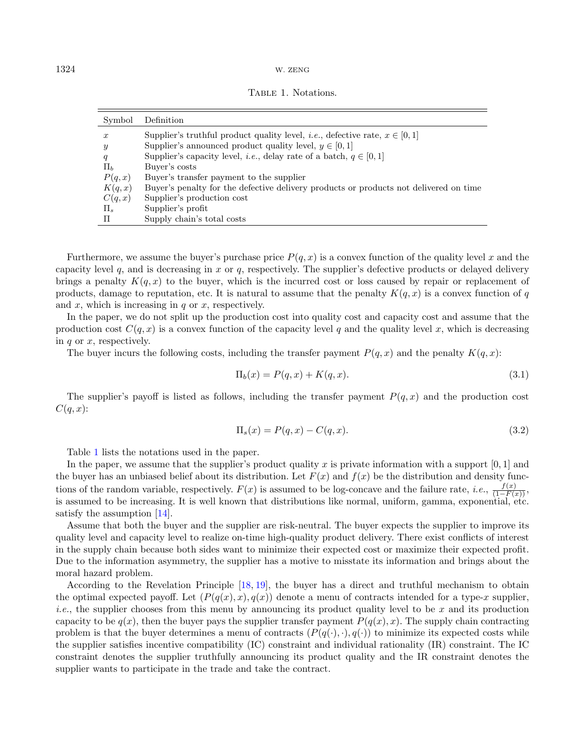Table 1. Notations.

| Symbol | Definition |
|---|---|
| $x$ | Supplier's truthful product quality level, *i.e.*, defective rate, $x \in [0,1]$ |
| $y$ | Supplier's announced product quality level, $y \in [0,1]$ |
| $q$ | Supplier's capacity level, *i.e.*, delay rate of a batch, $q \in [0,1]$ |
| $\Pi_b$ | Buyer's costs |
| $P(q,x)$ | Buyer's transfer payment to the supplier |
| $K(q,x)$ | Buyer's penalty for the defective delivery products or products not delivered on time |
| $C(q,x)$ | Supplier's production cost |
| $\Pi_s$ | Supplier's profit |
| $\Pi$ | Supply chain's total costs |

Furthermore, we assume the buyer's purchase price $P(q,x)$ is a convex function of the quality level $x$ and the capacity level $q$, and is decreasing in $x$ or $q$, respectively. The supplier's defective products or delayed delivery brings a penalty $K(q,x)$ to the buyer, which is the incurred cost or loss caused by repair or replacement of products, damage to reputation, etc. It is natural to assume that the penalty $K(q,x)$ is a convex function of $q$ and $x$, which is increasing in $q$ or $x$, respectively.

In the paper, we do not split up the production cost into quality cost and capacity cost and assume that the production cost $C(q,x)$ is a convex function of the capacity level $q$ and the quality level $x$, which is decreasing in $q$ or $x$, respectively.

The buyer incurs the following costs, including the transfer payment $P(q,x)$ and the penalty $K(q,x)$:

$$\Pi_b(x) = P(q,x) + K(q,x). \tag{3.1}$$

The supplier's payoff is listed as follows, including the transfer payment $P(q,x)$ and the production cost $C(q,x)$:

$$\Pi_s(x) = P(q,x) - C(q,x). \tag{3.2}$$

Table 1 lists the notations used in the paper.

In the paper, we assume that the supplier's product quality $x$ is private information with a support $[0,1]$ and the buyer has an unbiased belief about its distribution. Let $F(x)$ and $f(x)$ be the distribution and density functions of the random variable, respectively. $F(x)$ is assumed to be log-concave and the failure rate, *i.e.*, $\frac{f(x)}{(1-F(x))}$, is assumed to be increasing. It is well known that distributions like normal, uniform, gamma, exponential, etc. satisfy the assumption [14].

Assume that both the buyer and the supplier are risk-neutral. The buyer expects the supplier to improve its quality level and capacity level to realize on-time high-quality product delivery. There exist conflicts of interest in the supply chain because both sides want to minimize their expected cost or maximize their expected profit. Due to the information asymmetry, the supplier has a motive to misstate its information and brings about the moral hazard problem.

According to the Revelation Principle [18, 19], the buyer has a direct and truthful mechanism to obtain the optimal expected payoff. Let $(P(q(x),x), q(x))$ denote a menu of contracts intended for a type-$x$ supplier, *i.e.*, the supplier chooses from this menu by announcing its product quality level to be $x$ and its production capacity to be $q(x)$, then the buyer pays the supplier transfer payment $P(q(x),x)$. The supply chain contracting problem is that the buyer determines a menu of contracts $(P(q(\cdot),\cdot), q(\cdot))$ to minimize its expected costs while the supplier satisfies incentive compatibility (IC) constraint and individual rationality (IR) constraint. The IC constraint denotes the supplier truthfully announcing its product quality and the IR constraint denotes the supplier wants to participate in the trade and take the contract.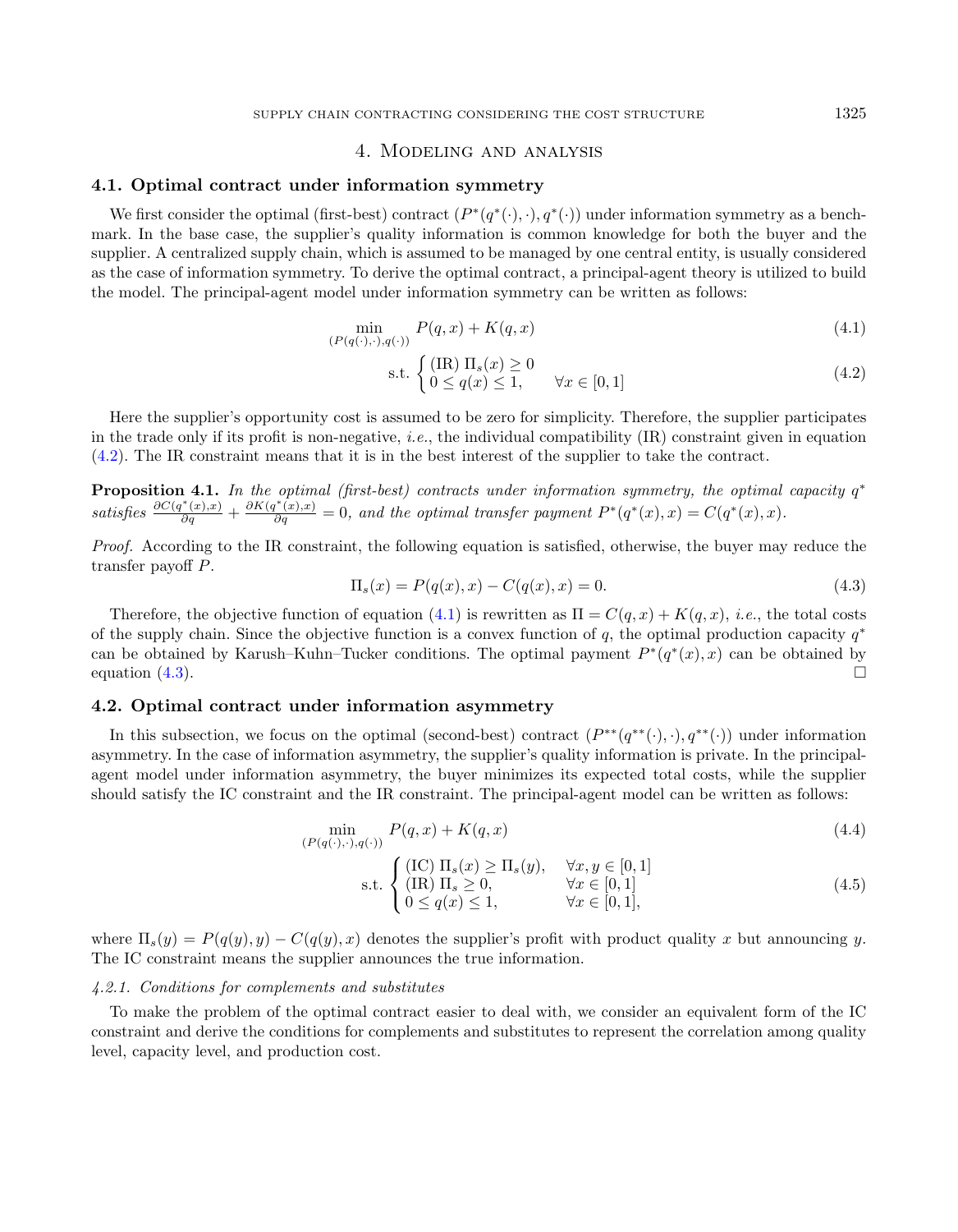# 4. Modeling and analysis

## 4.1. Optimal contract under information symmetry

We first consider the optimal (first-best) contract $(P^*(q^*(\cdot),\cdot), q^*(\cdot))$ under information symmetry as a benchmark. In the base case, the supplier's quality information is common knowledge for both the buyer and the supplier. A centralized supply chain, which is assumed to be managed by one central entity, is usually considered as the case of information symmetry. To derive the optimal contract, a principal-agent theory is utilized to build the model. The principal-agent model under information symmetry can be written as follows:

$$\min_{(P(q(\cdot),\cdot),q(\cdot))} P(q,x) + K(q,x) \tag{4.1}$$

$$\text{s.t.} \begin{cases} \text{(IR) } \Pi_s(x) \geq 0 \\ 0 \leq q(x) \leq 1, \qquad \forall x \in [0,1] \end{cases} \tag{4.2}$$

Here the supplier's opportunity cost is assumed to be zero for simplicity. Therefore, the supplier participates in the trade only if its profit is non-negative, *i.e.*, the individual compatibility (IR) constraint given in equation (4.2). The IR constraint means that it is in the best interest of the supplier to take the contract.

**Proposition 4.1.** *In the optimal (first-best) contracts under information symmetry, the optimal capacity $q^*$ satisfies $\frac{\partial C(q^*(x),x)}{\partial q} + \frac{\partial K(q^*(x),x)}{\partial q} = 0$, and the optimal transfer payment $P^*(q^*(x),x) = C(q^*(x),x)$.*

*Proof.* According to the IR constraint, the following equation is satisfied, otherwise, the buyer may reduce the transfer payoff $P$.

$$\Pi_s(x) = P(q(x),x) - C(q(x),x) = 0. \tag{4.3}$$

Therefore, the objective function of equation (4.1) is rewritten as $\Pi = C(q,x) + K(q,x)$, *i.e.*, the total costs of the supply chain. Since the objective function is a convex function of $q$, the optimal production capacity $q^*$ can be obtained by Karush–Kuhn–Tucker conditions. The optimal payment $P^*(q^*(x),x)$ can be obtained by equation (4.3). □

## 4.2. Optimal contract under information asymmetry

In this subsection, we focus on the optimal (second-best) contract $(P^{**}(q^{**}(\cdot),\cdot), q^{**}(\cdot))$ under information asymmetry. In the case of information asymmetry, the supplier's quality information is private. In the principal-agent model under information asymmetry, the buyer minimizes its expected total costs, while the supplier should satisfy the IC constraint and the IR constraint. The principal-agent model can be written as follows:

$$\min_{(P(q(\cdot),\cdot),q(\cdot))} P(q,x) + K(q,x) \tag{4.4}$$

$$\text{s.t.} \begin{cases} \text{(IC) } \Pi_s(x) \geq \Pi_s(y), & \forall x,y \in [0,1] \\ \text{(IR) } \Pi_s \geq 0, & \forall x \in [0,1] \\ 0 \leq q(x) \leq 1, & \forall x \in [0,1], \end{cases} \tag{4.5}$$

where $\Pi_s(y) = P(q(y),y) - C(q(y),x)$ denotes the supplier's profit with product quality $x$ but announcing $y$. The IC constraint means the supplier announces the true information.

### *4.2.1. Conditions for complements and substitutes*

To make the problem of the optimal contract easier to deal with, we consider an equivalent form of the IC constraint and derive the conditions for complements and substitutes to represent the correlation among quality level, capacity level, and production cost.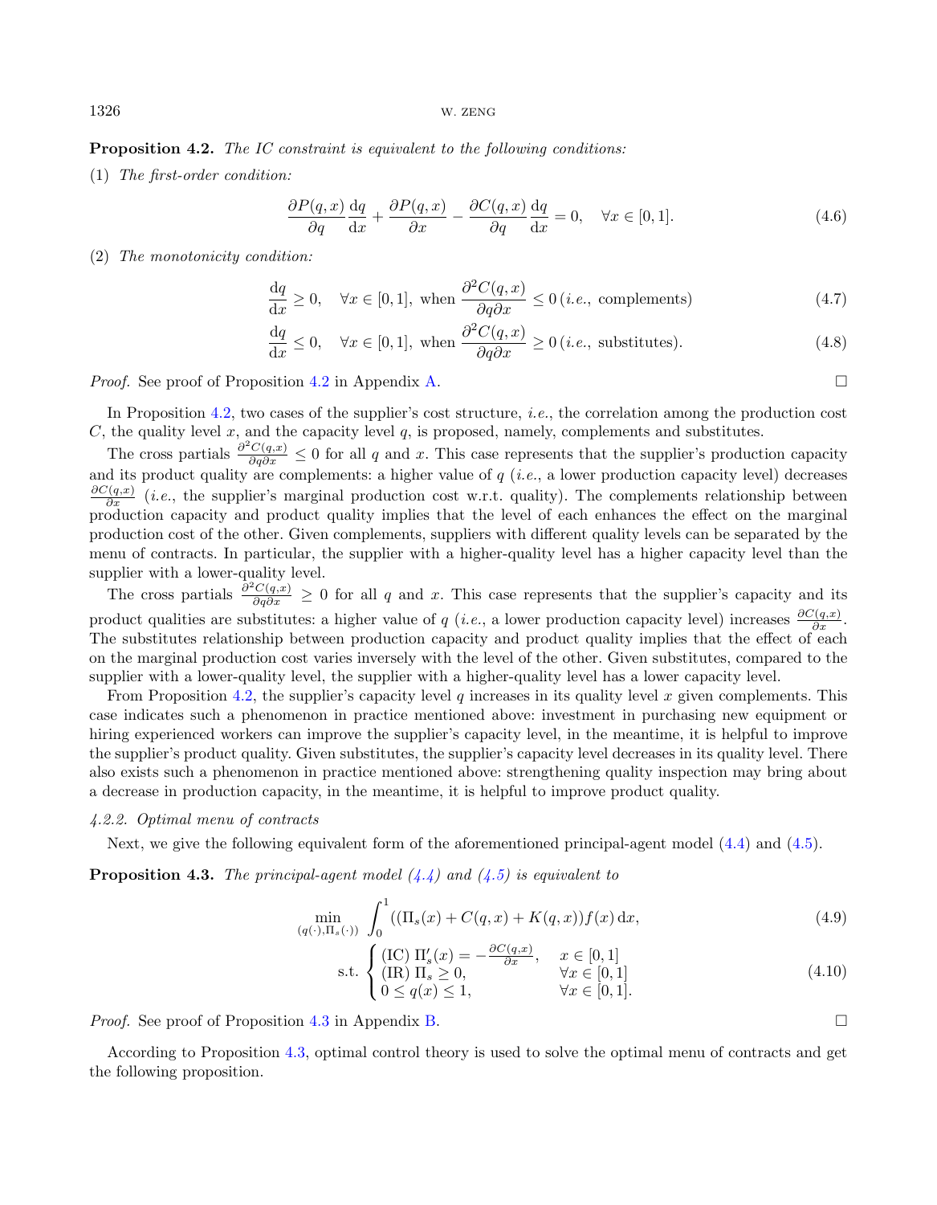**Proposition 4.2.** *The IC constraint is equivalent to the following conditions:*

(1) *The first-order condition:*

$$\frac{\partial P(q,x)}{\partial q}\frac{\mathrm{d}q}{\mathrm{d}x} + \frac{\partial P(q,x)}{\partial x} - \frac{\partial C(q,x)}{\partial q}\frac{\mathrm{d}q}{\mathrm{d}x} = 0, \quad \forall x \in [0,1]. \tag{4.6}$$

(2) *The monotonicity condition:*

$$\frac{\mathrm{d}q}{\mathrm{d}x} \geq 0, \quad \forall x \in [0,1], \text{ when } \frac{\partial^2 C(q,x)}{\partial q \partial x} \leq 0\,(i.e., \text{ complements}) \tag{4.7}$$

$$\frac{\mathrm{d}q}{\mathrm{d}x} \leq 0, \quad \forall x \in [0,1], \text{ when } \frac{\partial^2 C(q,x)}{\partial q \partial x} \geq 0\,(i.e., \text{ substitutes}). \tag{4.8}$$

*Proof.* See proof of Proposition 4.2 in Appendix A. □

In Proposition 4.2, two cases of the supplier's cost structure, *i.e.*, the correlation among the production cost $C$, the quality level $x$, and the capacity level $q$, is proposed, namely, complements and substitutes.

The cross partials $\frac{\partial^2 C(q,x)}{\partial q \partial x} \leq 0$ for all $q$ and $x$. This case represents that the supplier's production capacity and its product quality are complements: a higher value of $q$ (*i.e.*, a lower production capacity level) decreases $\frac{\partial C(q,x)}{\partial x}$ (*i.e.*, the supplier's marginal production cost w.r.t. quality). The complements relationship between production capacity and product quality implies that the level of each enhances the effect on the marginal production cost of the other. Given complements, suppliers with different quality levels can be separated by the menu of contracts. In particular, the supplier with a higher-quality level has a higher capacity level than the supplier with a lower-quality level.

The cross partials $\frac{\partial^2 C(q,x)}{\partial q \partial x} \geq 0$ for all $q$ and $x$. This case represents that the supplier's capacity and its product qualities are substitutes: a higher value of $q$ (*i.e.*, a lower production capacity level) increases $\frac{\partial C(q,x)}{\partial x}$. The substitutes relationship between production capacity and product quality implies that the effect of each on the marginal production cost varies inversely with the level of the other. Given substitutes, compared to the supplier with a lower-quality level, the supplier with a higher-quality level has a lower capacity level.

From Proposition 4.2, the supplier's capacity level $q$ increases in its quality level $x$ given complements. This case indicates such a phenomenon in practice mentioned above: investment in purchasing new equipment or hiring experienced workers can improve the supplier's capacity level, in the meantime, it is helpful to improve the supplier's product quality. Given substitutes, the supplier's capacity level decreases in its quality level. There also exists such a phenomenon in practice mentioned above: strengthening quality inspection may bring about a decrease in production capacity, in the meantime, it is helpful to improve product quality.

#### *4.2.2. Optimal menu of contracts*

Next, we give the following equivalent form of the aforementioned principal-agent model (4.4) and (4.5).

**Proposition 4.3.** *The principal-agent model (4.4) and (4.5) is equivalent to*

$$\min_{(q(\cdot),\Pi_s(\cdot))} \int_0^1 ((\Pi_s(x) + C(q,x) + K(q,x))f(x)\,\mathrm{d}x, \tag{4.9}$$

$$\text{s.t.} \begin{cases} \text{(IC) } \Pi_s'(x) = -\frac{\partial C(q,x)}{\partial x}, & x \in [0,1] \\ \text{(IR) } \Pi_s \geq 0, & \forall x \in [0,1] \\ 0 \leq q(x) \leq 1, & \forall x \in [0,1]. \end{cases} \tag{4.10}$$

*Proof.* See proof of Proposition 4.3 in Appendix B. □

According to Proposition 4.3, optimal control theory is used to solve the optimal menu of contracts and get the following proposition.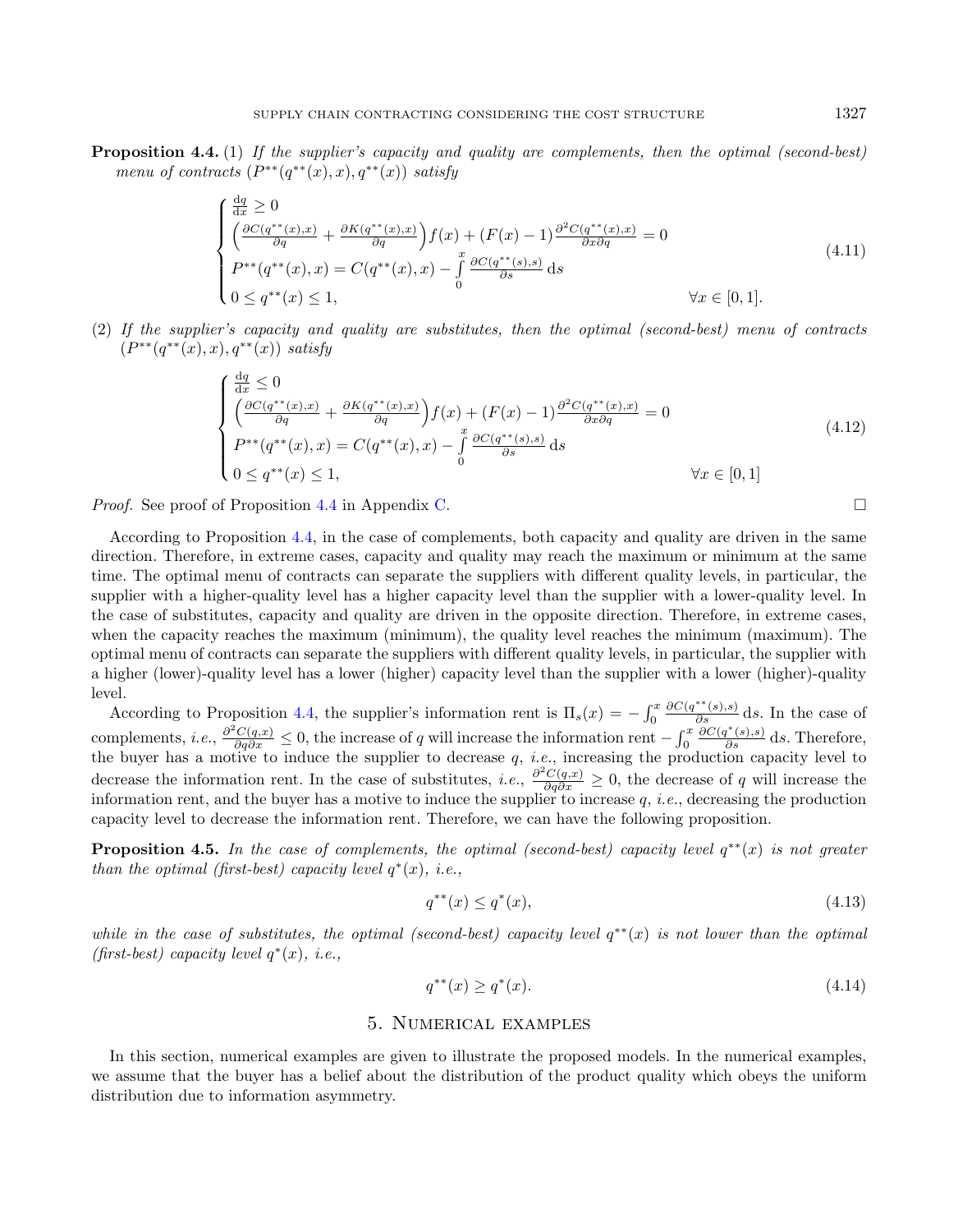**Proposition 4.4.** (1) *If the supplier's capacity and quality are complements, then the optimal (second-best) menu of contracts* $(P^{**}(q^{**}(x),x), q^{**}(x))$ *satisfy*

$$\begin{cases} \frac{\mathrm{d}q}{\mathrm{d}x} \geq 0 \\ \left(\frac{\partial C(q^{**}(x),x)}{\partial q} + \frac{\partial K(q^{**}(x),x)}{\partial q}\right) f(x) + (F(x)-1)\frac{\partial^2 C(q^{**}(x),x)}{\partial x \partial q} = 0 \\ P^{**}(q^{**}(x),x) = C(q^{**}(x),x) - \int\limits_0^x \frac{\partial C(q^{**}(s),s)}{\partial s}\,\mathrm{d}s \\ 0 \leq q^{**}(x) \leq 1, \qquad \forall x \in [0,1]. \end{cases} \tag{4.11}$$

(2) *If the supplier's capacity and quality are substitutes, then the optimal (second-best) menu of contracts* $(P^{**}(q^{**}(x),x), q^{**}(x))$ *satisfy*

$$\begin{cases} \frac{\mathrm{d}q}{\mathrm{d}x} \leq 0 \\ \left(\frac{\partial C(q^{**}(x),x)}{\partial q} + \frac{\partial K(q^{**}(x),x)}{\partial q}\right) f(x) + (F(x)-1)\frac{\partial^2 C(q^{**}(x),x)}{\partial x \partial q} = 0 \\ P^{**}(q^{**}(x),x) = C(q^{**}(x),x) - \int\limits_0^x \frac{\partial C(q^{**}(s),s)}{\partial s}\,\mathrm{d}s \\ 0 \leq q^{**}(x) \leq 1, \qquad \forall x \in [0,1] \end{cases} \tag{4.12}$$

*Proof.* See proof of Proposition 4.4 in Appendix C. □

According to Proposition 4.4, in the case of complements, both capacity and quality are driven in the same direction. Therefore, in extreme cases, capacity and quality may reach the maximum or minimum at the same time. The optimal menu of contracts can separate the suppliers with different quality levels, in particular, the supplier with a higher-quality level has a higher capacity level than the supplier with a lower-quality level. In the case of substitutes, capacity and quality are driven in the opposite direction. Therefore, in extreme cases, when the capacity reaches the maximum (minimum), the quality level reaches the minimum (maximum). The optimal menu of contracts can separate the suppliers with different quality levels, in particular, the supplier with a higher (lower)-quality level has a lower (higher) capacity level than the supplier with a lower (higher)-quality level.

According to Proposition 4.4, the supplier's information rent is $\Pi_s(x) = -\int_0^x \frac{\partial C(q^{**}(s),s)}{\partial s}\,\mathrm{d}s$. In the case of complements, *i.e.*, $\frac{\partial^2 C(q,x)}{\partial q \partial x} \leq 0$, the increase of $q$ will increase the information rent $-\int_0^x \frac{\partial C(q^{*}(s),s)}{\partial s}\,\mathrm{d}s$. Therefore, the buyer has a motive to induce the supplier to decrease $q$, *i.e.*, increasing the production capacity level to decrease the information rent. In the case of substitutes, *i.e.*, $\frac{\partial^2 C(q,x)}{\partial q \partial x} \geq 0$, the decrease of $q$ will increase the information rent, and the buyer has a motive to induce the supplier to increase $q$, *i.e.*, decreasing the production capacity level to decrease the information rent. Therefore, we can have the following proposition.

**Proposition 4.5.** *In the case of complements, the optimal (second-best) capacity level* $q^{**}(x)$ *is not greater than the optimal (first-best) capacity level* $q^{*}(x)$*, i.e.,*

$$q^{**}(x) \leq q^{*}(x), \tag{4.13}$$

*while in the case of substitutes, the optimal (second-best) capacity level* $q^{**}(x)$ *is not lower than the optimal (first-best) capacity level* $q^{*}(x)$*, i.e.,*

$$q^{**}(x) \geq q^{*}(x). \tag{4.14}$$

## 5. Numerical examples

In this section, numerical examples are given to illustrate the proposed models. In the numerical examples, we assume that the buyer has a belief about the distribution of the product quality which obeys the uniform distribution due to information asymmetry.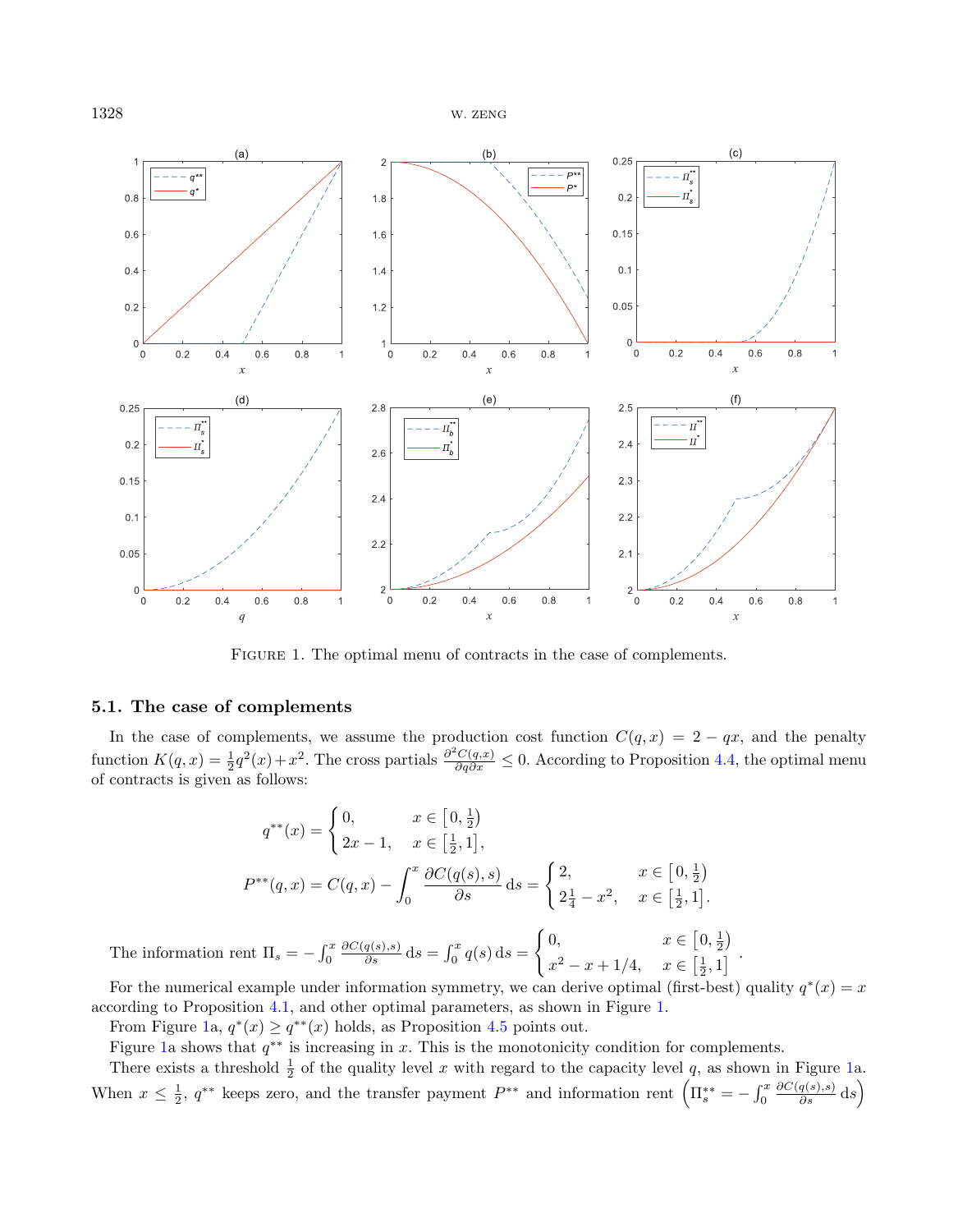(a)

$q^{**}$

$q^{*}$

0 0.2 0.4 0.6 0.8 1

$x$

(b)

$P^{**}$

$P^{*}$

$x$

(c)

$\Pi_s^{**}$

$\Pi_s^{*}$

$x$

(d)

$\Pi_s^{**}$

$\Pi_s^{*}$

$q$

(e)

$\Pi_b^{**}$

$\Pi_b^{*}$

$x$

(f)

$\Pi^{**}$

$\Pi^{*}$

$x$

FIGURE 1. The optimal menu of contracts in the case of complements.

### 5.1. The case of complements

In the case of complements, we assume the production cost function $C(q, x) = 2 - qx$, and the penalty function $K(q, x) = \frac{1}{2}q^2(x) + x^2$. The cross partials $\frac{\partial^2 C(q,x)}{\partial q \partial x} \leq 0$. According to Proposition 4.4, the optimal menu of contracts is given as follows:

$$q^{**}(x) = \begin{cases} 0, & x \in \left[0, \frac{1}{2}\right) \\ 2x - 1, & x \in \left[\frac{1}{2}, 1\right], \end{cases}$$

$$P^{**}(q, x) = C(q, x) - \int_0^x \frac{\partial C(q(s), s)}{\partial s} \, \mathrm{d}s = \begin{cases} 2, & x \in \left[0, \frac{1}{2}\right) \\ 2\frac{1}{4} - x^2, & x \in \left[\frac{1}{2}, 1\right]. \end{cases}$$

The information rent $\Pi_s = -\int_0^x \frac{\partial C(q(s),s)}{\partial s} \, \mathrm{d}s = \int_0^x q(s) \, \mathrm{d}s = \begin{cases} 0, & x \in \left[0, \frac{1}{2}\right) \\ x^2 - x + 1/4, & x \in \left[\frac{1}{2}, 1\right] \end{cases}$.

For the numerical example under information symmetry, we can derive optimal (first-best) quality $q^*(x) = x$ according to Proposition 4.1, and other optimal parameters, as shown in Figure 1.

From Figure 1a, $q^*(x) \geq q^{**}(x)$ holds, as Proposition 4.5 points out.

Figure 1a shows that $q^{**}$ is increasing in $x$. This is the monotonicity condition for complements.

There exists a threshold $\frac{1}{2}$ of the quality level $x$ with regard to the capacity level $q$, as shown in Figure 1a. When $x \leq \frac{1}{2}$, $q^{**}$ keeps zero, and the transfer payment $P^{**}$ and information rent $\left(\Pi_s^{**} = -\int_0^x \frac{\partial C(q(s),s)}{\partial s} \, \mathrm{d}s\right)$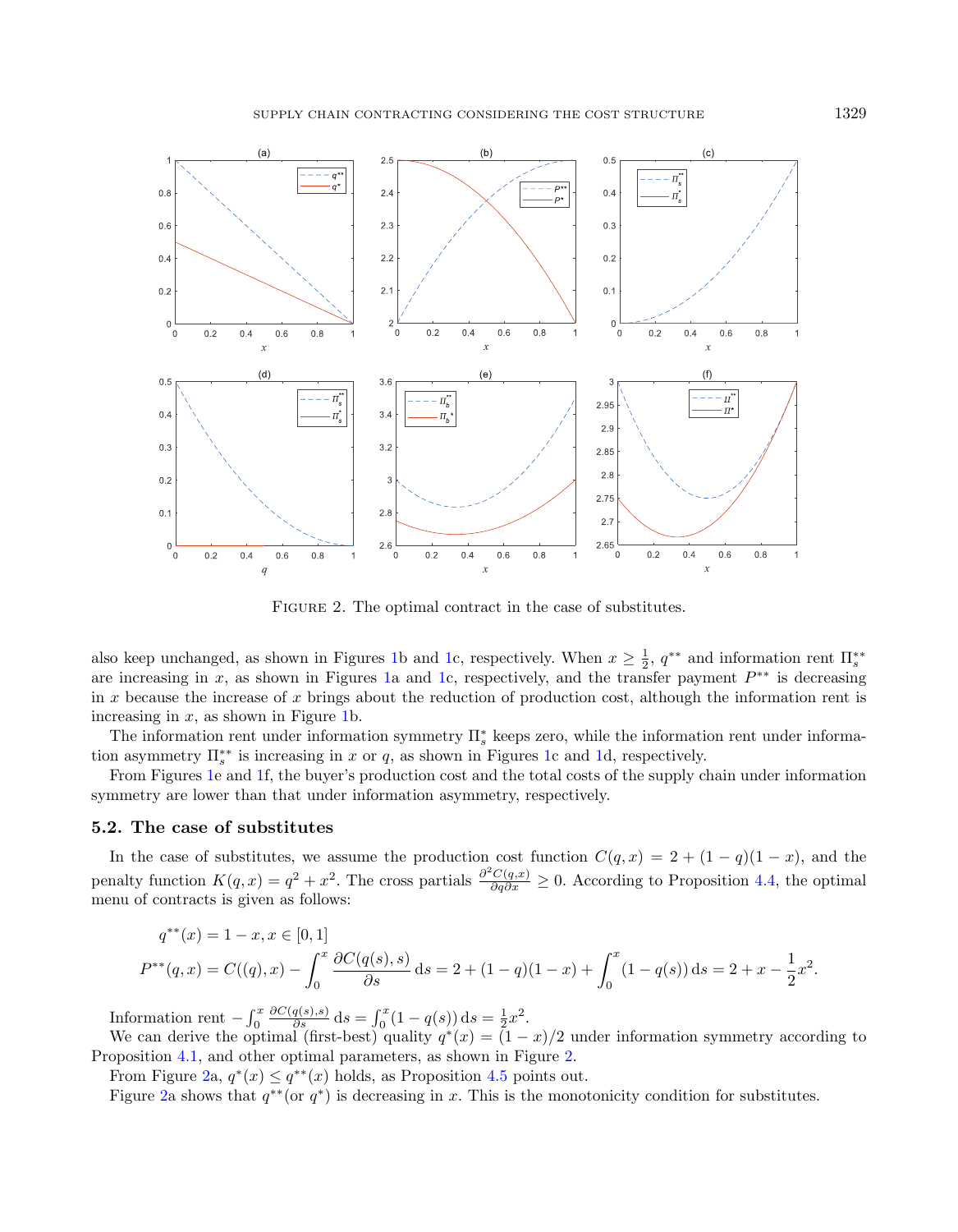(a)

1
0.8
0.6
0.4
0.2
0
0 0.2 0.4 0.6 0.8 1
$x$
$q^{**}$
$q^{*}$

(b)

2.5
2.4
2.3
2.2
2.1
2
0 0.2 0.4 0.6 0.8 1
$x$
$P^{**}$
$P^{*}$

(c)

0.5
0.4
0.3
0.2
0.1
0
0 0.2 0.4 0.6 0.8 1
$x$
$\Pi_s^{**}$
$\Pi_s^{*}$

(d)

0.5
0.4
0.3
0.2
0.1
0
0 0.2 0.4 0.6 0.8 1
$q$
$\Pi_s^{**}$
$\Pi_s^{*}$

(e)

3.6
3.4
3.2
3
2.8
2.6
0 0.2 0.4 0.6 0.8 1
$x$
$\Pi_b^{**}$
$\Pi_b^{*}$

(f)

3
2.95
2.9
2.85
2.8
2.75
2.7
2.65
0 0.2 0.4 0.6 0.8 1
$x$
$\Pi^{**}$
$\Pi^{*}$

FIGURE 2. The optimal contract in the case of substitutes.

also keep unchanged, as shown in Figures 1b and 1c, respectively. When $x \geq \frac{1}{2}$, $q^{**}$ and information rent $\Pi_s^{**}$ are increasing in $x$, as shown in Figures 1a and 1c, respectively, and the transfer payment $P^{**}$ is decreasing in $x$ because the increase of $x$ brings about the reduction of production cost, although the information rent is increasing in $x$, as shown in Figure 1b.

The information rent under information symmetry $\Pi_s^{*}$ keeps zero, while the information rent under information asymmetry $\Pi_s^{**}$ is increasing in $x$ or $q$, as shown in Figures 1c and 1d, respectively.

From Figures 1e and 1f, the buyer's production cost and the total costs of the supply chain under information symmetry are lower than that under information asymmetry, respectively.

### 5.2. The case of substitutes

In the case of substitutes, we assume the production cost function $C(q, x) = 2 + (1 - q)(1 - x)$, and the penalty function $K(q, x) = q^2 + x^2$. The cross partials $\frac{\partial^2 C(q,x)}{\partial q \partial x} \geq 0$. According to Proposition 4.4, the optimal menu of contracts is given as follows:

$$q^{**}(x) = 1 - x, x \in [0, 1]$$

$$P^{**}(q, x) = C((q), x) - \int_0^x \frac{\partial C(q(s), s)}{\partial s} \,\mathrm{d}s = 2 + (1 - q)(1 - x) + \int_0^x (1 - q(s)) \,\mathrm{d}s = 2 + x - \frac{1}{2}x^2.$$

Information rent $-\int_0^x \frac{\partial C(q(s),s)}{\partial s} \,\mathrm{d}s = \int_0^x (1 - q(s)) \,\mathrm{d}s = \frac{1}{2}x^2$.

We can derive the optimal (first-best) quality $q^*(x) = (1 - x)/2$ under information symmetry according to Proposition 4.1, and other optimal parameters, as shown in Figure 2.

From Figure 2a, $q^*(x) \leq q^{**}(x)$ holds, as Proposition 4.5 points out.

Figure 2a shows that $q^{**}$(or $q^*$) is decreasing in $x$. This is the monotonicity condition for substitutes.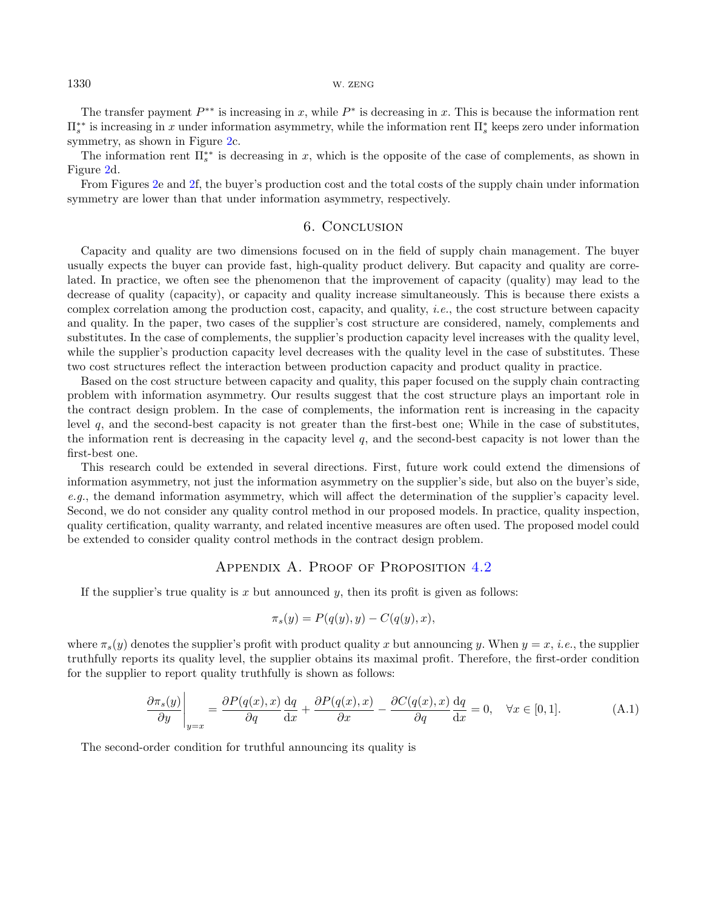The transfer payment $P^{**}$ is increasing in $x$, while $P^*$ is decreasing in $x$. This is because the information rent $\Pi_s^{**}$ is increasing in $x$ under information asymmetry, while the information rent $\Pi_s^*$ keeps zero under information symmetry, as shown in Figure 2c.

The information rent $\Pi_s^{**}$ is decreasing in $x$, which is the opposite of the case of complements, as shown in Figure 2d.

From Figures 2e and 2f, the buyer's production cost and the total costs of the supply chain under information symmetry are lower than that under information asymmetry, respectively.

## 6. Conclusion

Capacity and quality are two dimensions focused on in the field of supply chain management. The buyer usually expects the buyer can provide fast, high-quality product delivery. But capacity and quality are correlated. In practice, we often see the phenomenon that the improvement of capacity (quality) may lead to the decrease of quality (capacity), or capacity and quality increase simultaneously. This is because there exists a complex correlation among the production cost, capacity, and quality, *i.e.*, the cost structure between capacity and quality. In the paper, two cases of the supplier's cost structure are considered, namely, complements and substitutes. In the case of complements, the supplier's production capacity level increases with the quality level, while the supplier's production capacity level decreases with the quality level in the case of substitutes. These two cost structures reflect the interaction between production capacity and product quality in practice.

Based on the cost structure between capacity and quality, this paper focused on the supply chain contracting problem with information asymmetry. Our results suggest that the cost structure plays an important role in the contract design problem. In the case of complements, the information rent is increasing in the capacity level $q$, and the second-best capacity is not greater than the first-best one; While in the case of substitutes, the information rent is decreasing in the capacity level $q$, and the second-best capacity is not lower than the first-best one.

This research could be extended in several directions. First, future work could extend the dimensions of information asymmetry, not just the information asymmetry on the supplier's side, but also on the buyer's side, *e.g.*, the demand information asymmetry, which will affect the determination of the supplier's capacity level. Second, we do not consider any quality control method in our proposed models. In practice, quality inspection, quality certification, quality warranty, and related incentive measures are often used. The proposed model could be extended to consider quality control methods in the contract design problem.

## Appendix A. Proof of Proposition 4.2

If the supplier's true quality is $x$ but announced $y$, then its profit is given as follows:

$$\pi_s(y) = P(q(y), y) - C(q(y), x),$$

where $\pi_s(y)$ denotes the supplier's profit with product quality $x$ but announcing $y$. When $y = x$, *i.e.*, the supplier truthfully reports its quality level, the supplier obtains its maximal profit. Therefore, the first-order condition for the supplier to report quality truthfully is shown as follows:

$$\left.\frac{\partial \pi_s(y)}{\partial y}\right|_{y=x} = \frac{\partial P(q(x), x)}{\partial q}\frac{\mathrm{d}q}{\mathrm{d}x} + \frac{\partial P(q(x), x)}{\partial x} - \frac{\partial C(q(x), x)}{\partial q}\frac{\mathrm{d}q}{\mathrm{d}x} = 0, \quad \forall x \in [0, 1]. \tag{A.1}$$

The second-order condition for truthful announcing its quality is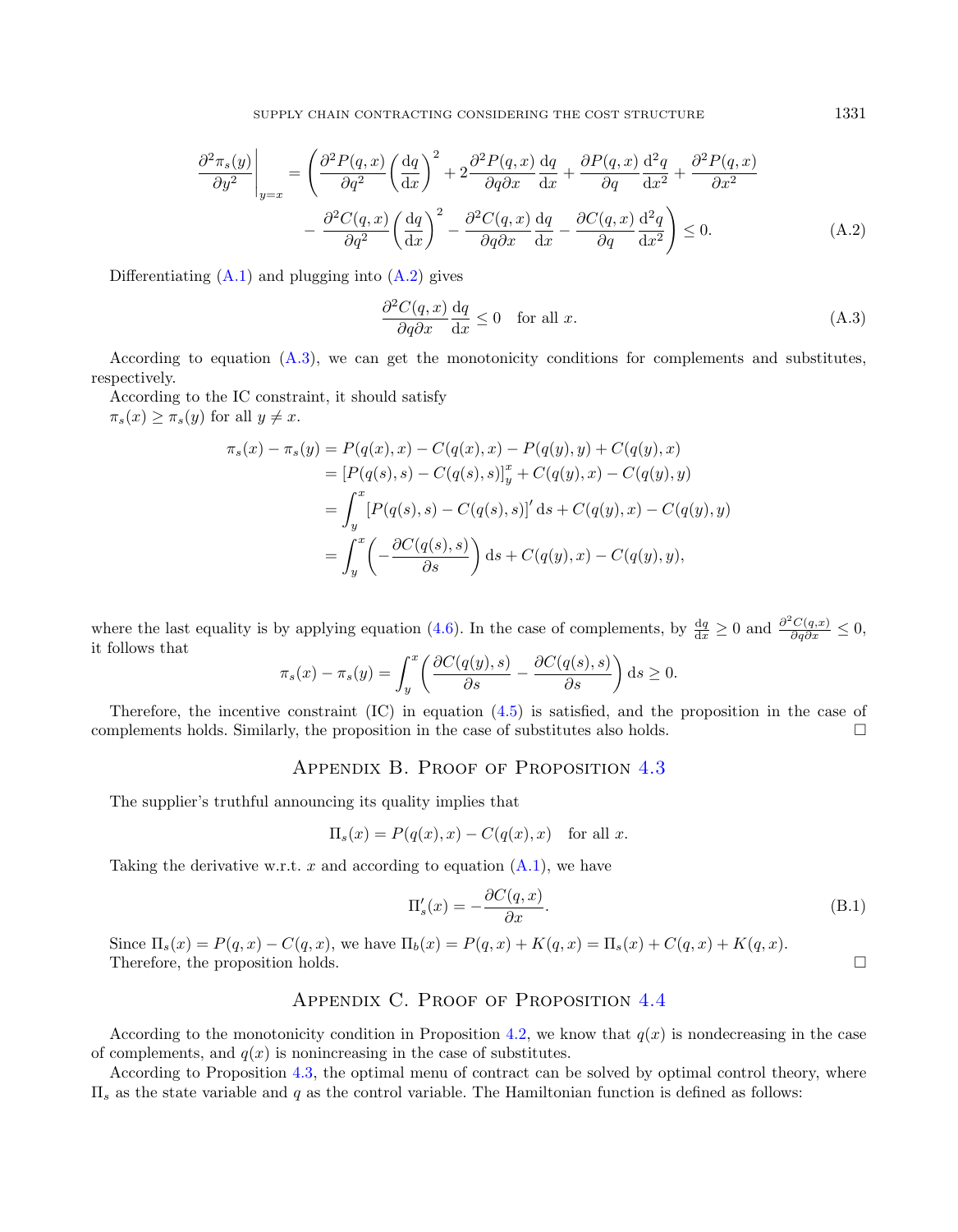$$
\left.\frac{\partial^2 \pi_s(y)}{\partial y^2}\right|_{y=x} = \left(\frac{\partial^2 P(q,x)}{\partial q^2}\left(\frac{\mathrm{d}q}{\mathrm{d}x}\right)^2 + 2\frac{\partial^2 P(q,x)}{\partial q \partial x}\frac{\mathrm{d}q}{\mathrm{d}x} + \frac{\partial P(q,x)}{\partial q}\frac{\mathrm{d}^2 q}{\mathrm{d}x^2} + \frac{\partial^2 P(q,x)}{\partial x^2} - \frac{\partial^2 C(q,x)}{\partial q^2}\left(\frac{\mathrm{d}q}{\mathrm{d}x}\right)^2 - \frac{\partial^2 C(q,x)}{\partial q \partial x}\frac{\mathrm{d}q}{\mathrm{d}x} - \frac{\partial C(q,x)}{\partial q}\frac{\mathrm{d}^2 q}{\mathrm{d}x^2}\right) \leq 0. \tag{A.2}
$$

Differentiating (A.1) and plugging into (A.2) gives

$$
\frac{\partial^2 C(q,x)}{\partial q \partial x}\frac{\mathrm{d}q}{\mathrm{d}x} \leq 0 \quad \text{for all } x. \tag{A.3}
$$

According to equation (A.3), we can get the monotonicity conditions for complements and substitutes, respectively.

According to the IC constraint, it should satisfy

$\pi_s(x) \geq \pi_s(y)$ for all $y \neq x$.

$$
\begin{aligned}
\pi_s(x) - \pi_s(y) &= P(q(x),x) - C(q(x),x) - P(q(y),y) + C(q(y),x) \\
&= [P(q(s),s) - C(q(s),s)]_y^x + C(q(y),x) - C(q(y),y) \\
&= \int_y^x [P(q(s),s) - C(q(s),s)]' \, \mathrm{d}s + C(q(y),x) - C(q(y),y) \\
&= \int_y^x \left(-\frac{\partial C(q(s),s)}{\partial s}\right) \mathrm{d}s + C(q(y),x) - C(q(y),y),
\end{aligned}
$$

where the last equality is by applying equation (4.6). In the case of complements, by $\frac{\mathrm{d}q}{\mathrm{d}x} \geq 0$ and $\frac{\partial^2 C(q,x)}{\partial q \partial x} \leq 0$, it follows that

$$
\pi_s(x) - \pi_s(y) = \int_y^x \left(\frac{\partial C(q(y),s)}{\partial s} - \frac{\partial C(q(s),s)}{\partial s}\right) \mathrm{d}s \geq 0.
$$

Therefore, the incentive constraint (IC) in equation (4.5) is satisfied, and the proposition in the case of complements holds. Similarly, the proposition in the case of substitutes also holds. □

## Appendix B. Proof of Proposition 4.3

The supplier's truthful announcing its quality implies that

$$
\Pi_s(x) = P(q(x),x) - C(q(x),x) \quad \text{for all } x.
$$

Taking the derivative w.r.t. $x$ and according to equation (A.1), we have

$$
\Pi_s'(x) = -\frac{\partial C(q,x)}{\partial x}. \tag{B.1}
$$

Since $\Pi_s(x) = P(q,x) - C(q,x)$, we have $\Pi_b(x) = P(q,x) + K(q,x) = \Pi_s(x) + C(q,x) + K(q,x)$. Therefore, the proposition holds. □

## Appendix C. Proof of Proposition 4.4

According to the monotonicity condition in Proposition 4.2, we know that $q(x)$ is nondecreasing in the case of complements, and $q(x)$ is nonincreasing in the case of substitutes.

According to Proposition 4.3, the optimal menu of contract can be solved by optimal control theory, where $\Pi_s$ as the state variable and $q$ as the control variable. The Hamiltonian function is defined as follows: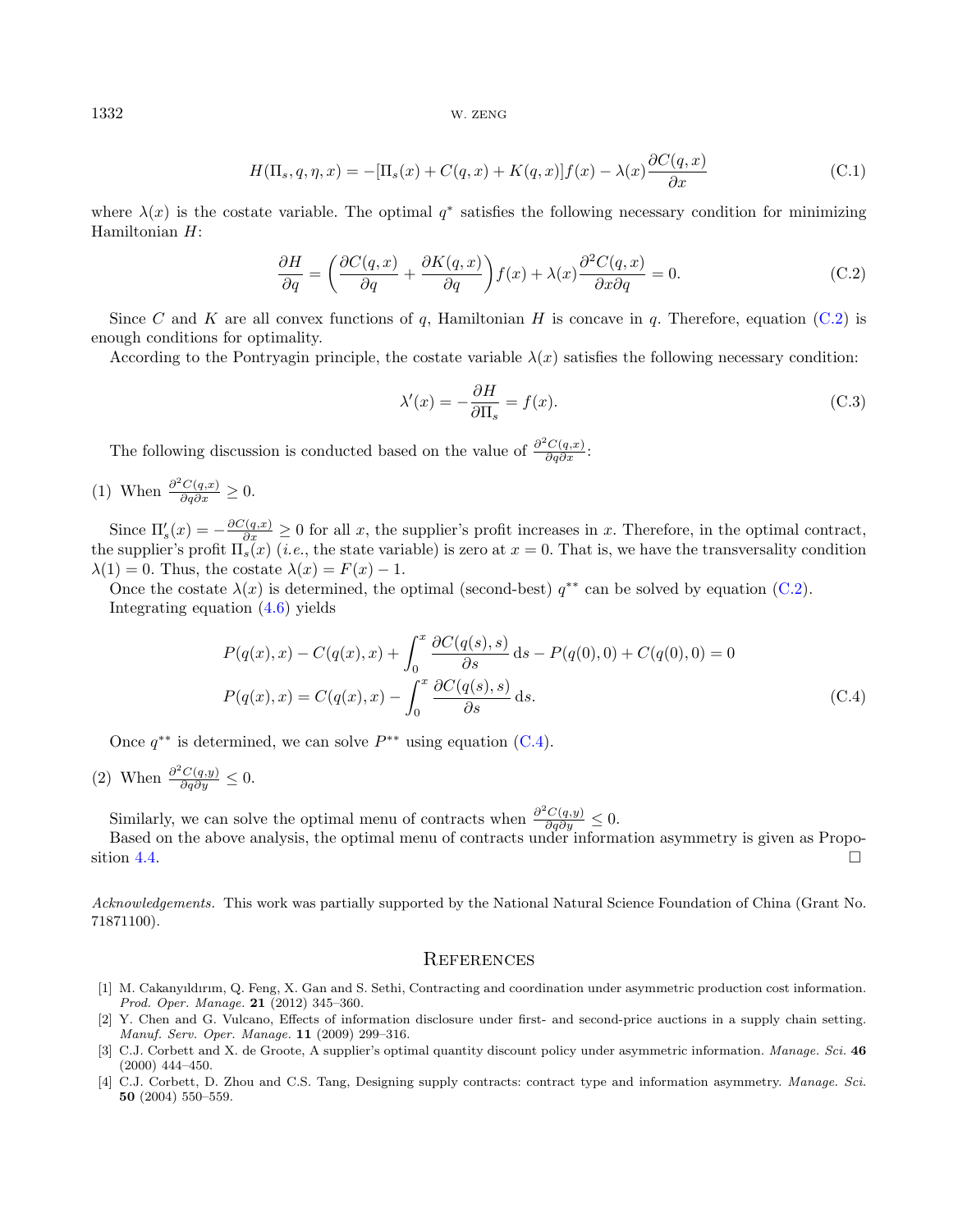$$H(\Pi_s, q, \eta, x) = -[\Pi_s(x) + C(q,x) + K(q,x)]f(x) - \lambda(x)\frac{\partial C(q,x)}{\partial x} \tag{C.1}$$

where $\lambda(x)$ is the costate variable. The optimal $q^*$ satisfies the following necessary condition for minimizing Hamiltonian $H$:

$$\frac{\partial H}{\partial q} = \left(\frac{\partial C(q,x)}{\partial q} + \frac{\partial K(q,x)}{\partial q}\right)f(x) + \lambda(x)\frac{\partial^2 C(q,x)}{\partial x \partial q} = 0. \tag{C.2}$$

Since $C$ and $K$ are all convex functions of $q$, Hamiltonian $H$ is concave in $q$. Therefore, equation (C.2) is enough conditions for optimality.

According to the Pontryagin principle, the costate variable $\lambda(x)$ satisfies the following necessary condition:

$$\lambda'(x) = -\frac{\partial H}{\partial \Pi_s} = f(x). \tag{C.3}$$

The following discussion is conducted based on the value of $\frac{\partial^2 C(q,x)}{\partial q \partial x}$:

(1) When $\frac{\partial^2 C(q,x)}{\partial q \partial x} \geq 0$.

Since $\Pi_s'(x) = -\frac{\partial C(q,x)}{\partial x} \geq 0$ for all $x$, the supplier's profit increases in $x$. Therefore, in the optimal contract, the supplier's profit $\Pi_s(x)$ (*i.e.*, the state variable) is zero at $x = 0$. That is, we have the transversality condition $\lambda(1) = 0$. Thus, the costate $\lambda(x) = F(x) - 1$.

Once the costate $\lambda(x)$ is determined, the optimal (second-best) $q^{**}$ can be solved by equation (C.2).

Integrating equation (4.6) yields

$$\begin{aligned} &P(q(x),x) - C(q(x),x) + \int_0^x \frac{\partial C(q(s),s)}{\partial s}\,\mathrm{d}s - P(q(0),0) + C(q(0),0) = 0 \\ &P(q(x),x) = C(q(x),x) - \int_0^x \frac{\partial C(q(s),s)}{\partial s}\,\mathrm{d}s. \end{aligned} \tag{C.4}$$

Once $q^{**}$ is determined, we can solve $P^{**}$ using equation (C.4).

(2) When $\frac{\partial^2 C(q,y)}{\partial q \partial y} \leq 0$.

Similarly, we can solve the optimal menu of contracts when $\frac{\partial^2 C(q,y)}{\partial q \partial y} \leq 0$.

Based on the above analysis, the optimal menu of contracts under information asymmetry is given as Proposition 4.4. □

*Acknowledgements.* This work was partially supported by the National Natural Science Foundation of China (Grant No. 71871100).

## References

[1] M. Cakanyıldırım, Q. Feng, X. Gan and S. Sethi, Contracting and coordination under asymmetric production cost information. *Prod. Oper. Manage.* **21** (2012) 345–360.

[2] Y. Chen and G. Vulcano, Effects of information disclosure under first- and second-price auctions in a supply chain setting. *Manuf. Serv. Oper. Manage.* **11** (2009) 299–316.

[3] C.J. Corbett and X. de Groote, A supplier's optimal quantity discount policy under asymmetric information. *Manage. Sci.* **46** (2000) 444–450.

[4] C.J. Corbett, D. Zhou and C.S. Tang, Designing supply contracts: contract type and information asymmetry. *Manage. Sci.* **50** (2004) 550–559.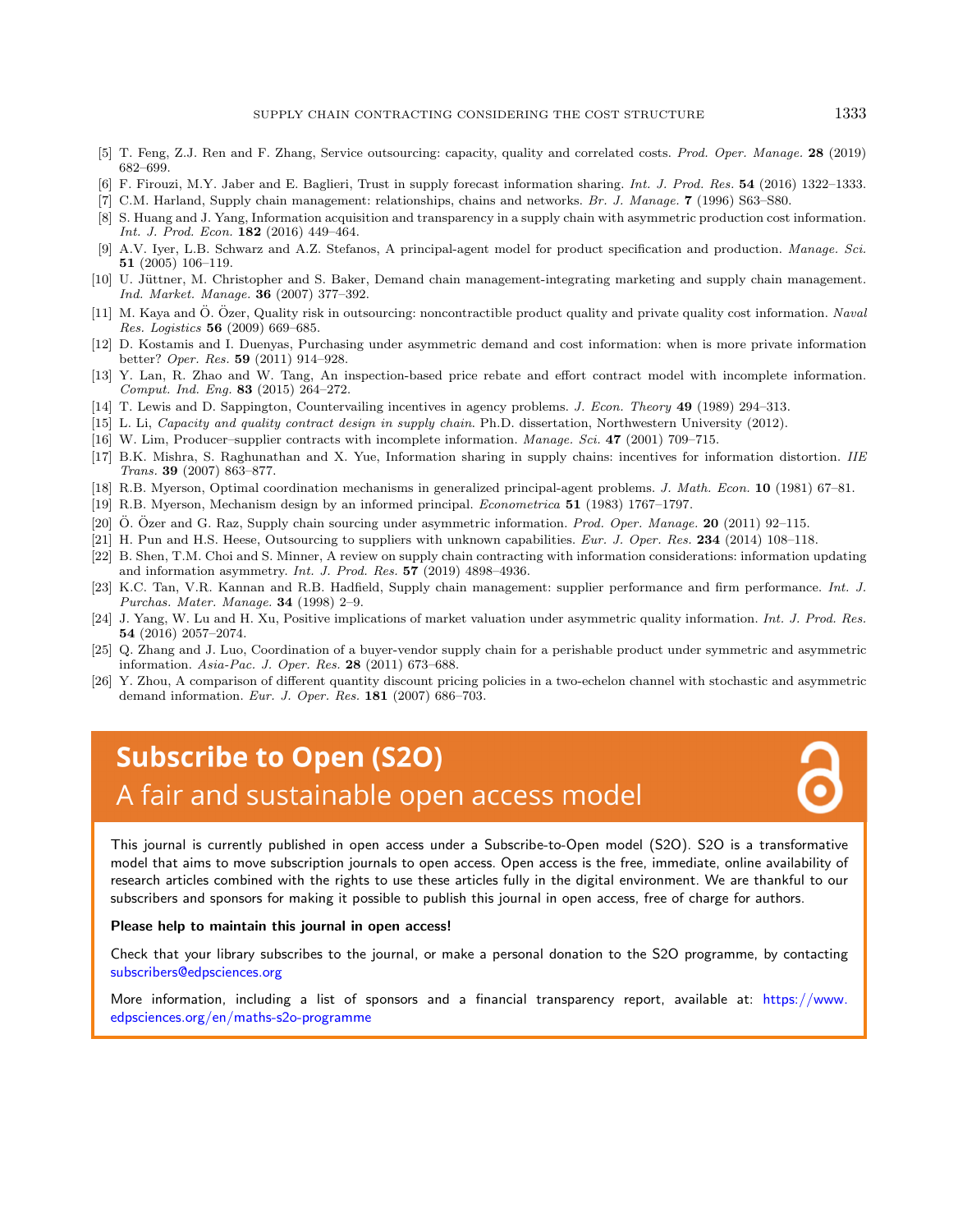[5] T. Feng, Z.J. Ren and F. Zhang, Service outsourcing: capacity, quality and correlated costs. *Prod. Oper. Manage.* **28** (2019) 682–699.

[6] F. Firouzi, M.Y. Jaber and E. Baglieri, Trust in supply forecast information sharing. *Int. J. Prod. Res.* **54** (2016) 1322–1333.

[7] C.M. Harland, Supply chain management: relationships, chains and networks. *Br. J. Manage.* **7** (1996) S63–S80.

[8] S. Huang and J. Yang, Information acquisition and transparency in a supply chain with asymmetric production cost information. *Int. J. Prod. Econ.* **182** (2016) 449–464.

[9] A.V. Iyer, L.B. Schwarz and A.Z. Stefanos, A principal-agent model for product specification and production. *Manage. Sci.* **51** (2005) 106–119.

[10] U. Jüttner, M. Christopher and S. Baker, Demand chain management-integrating marketing and supply chain management. *Ind. Market. Manage.* **36** (2007) 377–392.

[11] M. Kaya and Ö. Özer, Quality risk in outsourcing: noncontractible product quality and private quality cost information. *Naval Res. Logistics* **56** (2009) 669–685.

[12] D. Kostamis and I. Duenyas, Purchasing under asymmetric demand and cost information: when is more private information better? *Oper. Res.* **59** (2011) 914–928.

[13] Y. Lan, R. Zhao and W. Tang, An inspection-based price rebate and effort contract model with incomplete information. *Comput. Ind. Eng.* **83** (2015) 264–272.

[14] T. Lewis and D. Sappington, Countervailing incentives in agency problems. *J. Econ. Theory* **49** (1989) 294–313.

[15] L. Li, *Capacity and quality contract design in supply chain*. Ph.D. dissertation, Northwestern University (2012).

[16] W. Lim, Producer–supplier contracts with incomplete information. *Manage. Sci.* **47** (2001) 709–715.

[17] B.K. Mishra, S. Raghunathan and X. Yue, Information sharing in supply chains: incentives for information distortion. *IIE Trans.* **39** (2007) 863–877.

[18] R.B. Myerson, Optimal coordination mechanisms in generalized principal-agent problems. *J. Math. Econ.* **10** (1981) 67–81.

[19] R.B. Myerson, Mechanism design by an informed principal. *Econometrica* **51** (1983) 1767–1797.

[20] Ö. Özer and G. Raz, Supply chain sourcing under asymmetric information. *Prod. Oper. Manage.* **20** (2011) 92–115.

[21] H. Pun and H.S. Heese, Outsourcing to suppliers with unknown capabilities. *Eur. J. Oper. Res.* **234** (2014) 108–118.

[22] B. Shen, T.M. Choi and S. Minner, A review on supply chain contracting with information considerations: information updating and information asymmetry. *Int. J. Prod. Res.* **57** (2019) 4898–4936.

[23] K.C. Tan, V.R. Kannan and R.B. Hadfield, Supply chain management: supplier performance and firm performance. *Int. J. Purchas. Mater. Manage.* **34** (1998) 2–9.

[24] J. Yang, W. Lu and H. Xu, Positive implications of market valuation under asymmetric quality information. *Int. J. Prod. Res.* **54** (2016) 2057–2074.

[25] Q. Zhang and J. Luo, Coordination of a buyer-vendor supply chain for a perishable product under symmetric and asymmetric information. *Asia-Pac. J. Oper. Res.* **28** (2011) 673–688.

[26] Y. Zhou, A comparison of different quantity discount pricing policies in a two-echelon channel with stochastic and asymmetric demand information. *Eur. J. Oper. Res.* **181** (2007) 686–703.

## Subscribe to Open (S2O)

A fair and sustainable open access model

This journal is currently published in open access under a Subscribe-to-Open model (S2O). S2O is a transformative model that aims to move subscription journals to open access. Open access is the free, immediate, online availability of research articles combined with the rights to use these articles fully in the digital environment. We are thankful to our subscribers and sponsors for making it possible to publish this journal in open access, free of charge for authors.

**Please help to maintain this journal in open access!**

Check that your library subscribes to the journal, or make a personal donation to the S2O programme, by contacting subscribers@edpsciences.org

More information, including a list of sponsors and a financial transparency report, available at: https://www.edpsciences.org/en/maths-s2o-programme